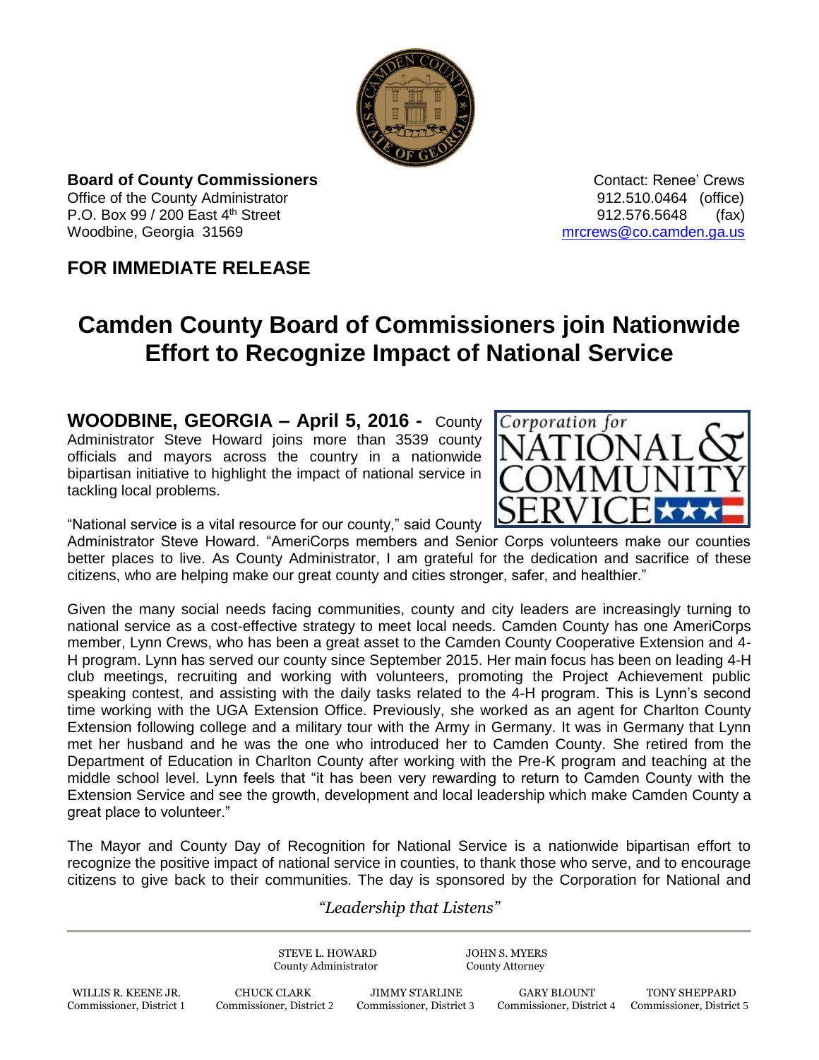**Board of County Commissioners**
Office of the County Administrator
P.O. Box 99 / 200 East 4th Street
Woodbine, Georgia 31569

Contact: Renee' Crews
912.510.0464 (office)
912.576.5648 (fax)
mrcrews@co.camden.ga.us

## FOR IMMEDIATE RELEASE

# Camden County Board of Commissioners join Nationwide Effort to Recognize Impact of National Service

**WOODBINE, GEORGIA – April 5, 2016 -** County Administrator Steve Howard joins more than 3539 county officials and mayors across the country in a nationwide bipartisan initiative to highlight the impact of national service in tackling local problems.

"National service is a vital resource for our county," said County Administrator Steve Howard. "AmeriCorps members and Senior Corps volunteers make our counties better places to live. As County Administrator, I am grateful for the dedication and sacrifice of these citizens, who are helping make our great county and cities stronger, safer, and healthier."

Given the many social needs facing communities, county and city leaders are increasingly turning to national service as a cost-effective strategy to meet local needs. Camden County has one AmeriCorps member, Lynn Crews, who has been a great asset to the Camden County Cooperative Extension and 4-H program. Lynn has served our county since September 2015. Her main focus has been on leading 4-H club meetings, recruiting and working with volunteers, promoting the Project Achievement public speaking contest, and assisting with the daily tasks related to the 4-H program. This is Lynn's second time working with the UGA Extension Office. Previously, she worked as an agent for Charlton County Extension following college and a military tour with the Army in Germany. It was in Germany that Lynn met her husband and he was the one who introduced her to Camden County. She retired from the Department of Education in Charlton County after working with the Pre-K program and teaching at the middle school level. Lynn feels that "it has been very rewarding to return to Camden County with the Extension Service and see the growth, development and local leadership which make Camden County a great place to volunteer."

The Mayor and County Day of Recognition for National Service is a nationwide bipartisan effort to recognize the positive impact of national service in counties, to thank those who serve, and to encourage citizens to give back to their communities. The day is sponsored by the Corporation for National and

*"Leadership that Listens"*

STEVE L. HOWARD, County Administrator
JOHN S. MYERS, County Attorney

WILLIS R. KEENE JR., Commissioner, District 1
CHUCK CLARK, Commissioner, District 2
JIMMY STARLINE, Commissioner, District 3
GARY BLOUNT, Commissioner, District 4
TONY SHEPPARD, Commissioner, District 5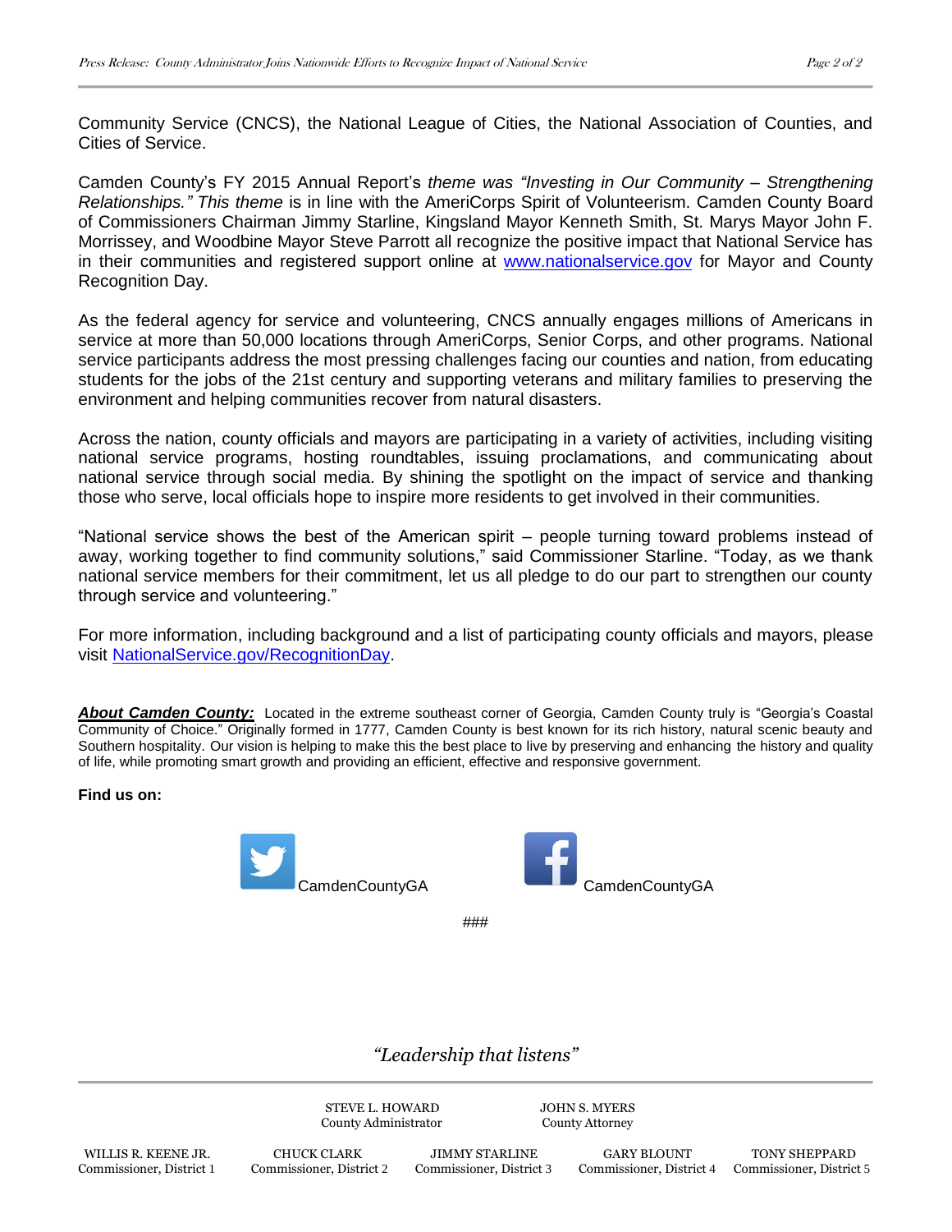Community Service (CNCS), the National League of Cities, the National Association of Counties, and Cities of Service.

Camden County's FY 2015 Annual Report's *theme was "Investing in Our Community – Strengthening Relationships." This theme* is in line with the AmeriCorps Spirit of Volunteerism. Camden County Board of Commissioners Chairman Jimmy Starline, Kingsland Mayor Kenneth Smith, St. Marys Mayor John F. Morrissey, and Woodbine Mayor Steve Parrott all recognize the positive impact that National Service has in their communities and registered support online at [www.nationalservice.gov](http://www.nationalservice.gov) for Mayor and County Recognition Day.

As the federal agency for service and volunteering, CNCS annually engages millions of Americans in service at more than 50,000 locations through AmeriCorps, Senior Corps, and other programs. National service participants address the most pressing challenges facing our counties and nation, from educating students for the jobs of the 21st century and supporting veterans and military families to preserving the environment and helping communities recover from natural disasters.

Across the nation, county officials and mayors are participating in a variety of activities, including visiting national service programs, hosting roundtables, issuing proclamations, and communicating about national service through social media. By shining the spotlight on the impact of service and thanking those who serve, local officials hope to inspire more residents to get involved in their communities.

"National service shows the best of the American spirit – people turning toward problems instead of away, working together to find community solutions," said Commissioner Starline. "Today, as we thank national service members for their commitment, let us all pledge to do our part to strengthen our county through service and volunteering."

For more information, including background and a list of participating county officials and mayors, please visit [NationalService.gov/RecognitionDay](http://NationalService.gov/RecognitionDay).

***About Camden County:*** Located in the extreme southeast corner of Georgia, Camden County truly is "Georgia's Coastal Community of Choice." Originally formed in 1777, Camden County is best known for its rich history, natural scenic beauty and Southern hospitality. Our vision is helping to make this the best place to live by preserving and enhancing the history and quality of life, while promoting smart growth and providing an efficient, effective and responsive government.

**Find us on:**

CamdenCountyGA CamdenCountyGA

###

*"Leadership that listens"*

STEVE L. HOWARD
County Administrator

JOHN S. MYERS
County Attorney

WILLIS R. KEENE JR.
Commissioner, District 1

CHUCK CLARK
Commissioner, District 2

JIMMY STARLINE
Commissioner, District 3

GARY BLOUNT
Commissioner, District 4

TONY SHEPPARD
Commissioner, District 5